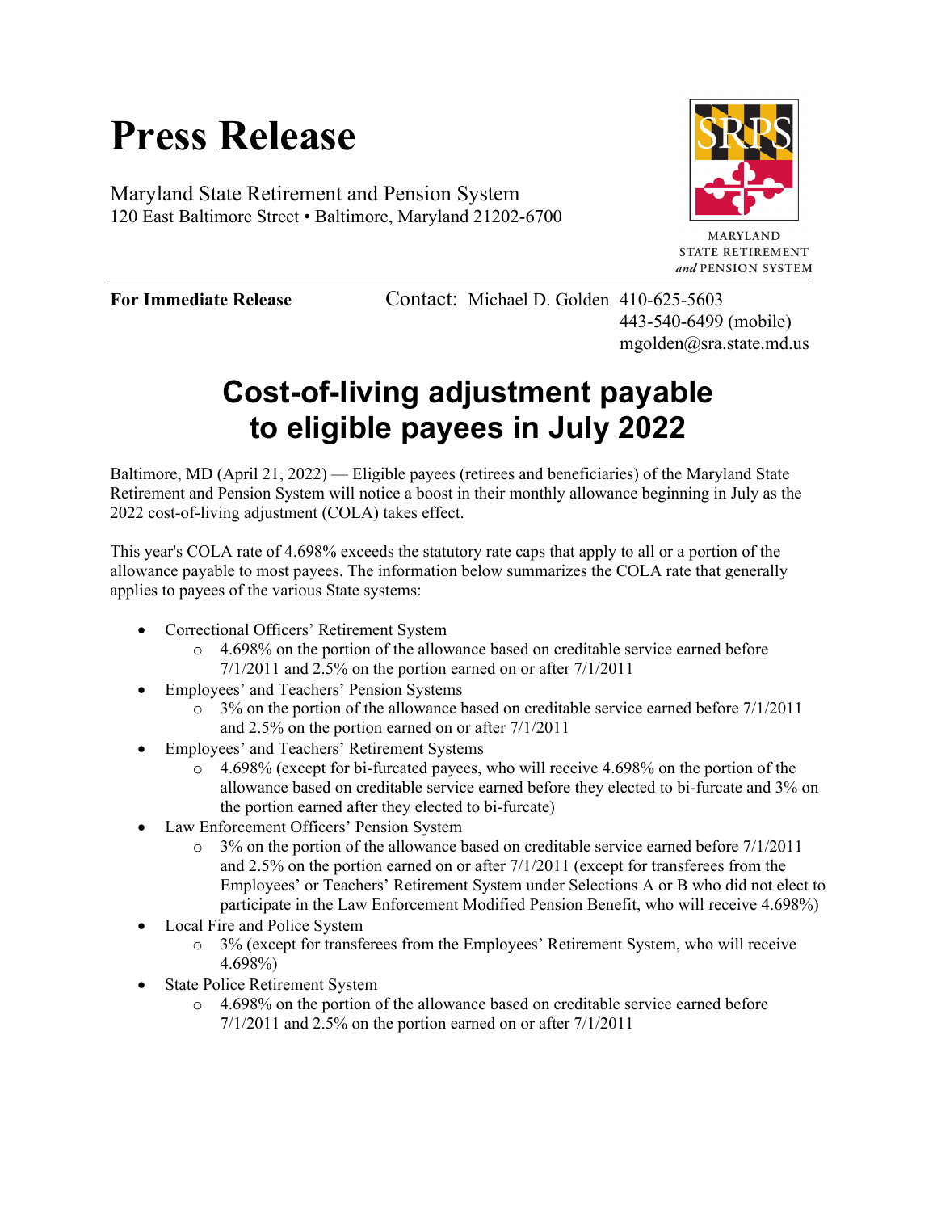# Press Release

Maryland State Retirement and Pension System
120 East Baltimore Street • Baltimore, Maryland 21202-6700

MARYLAND
STATE RETIREMENT
*and* PENSION SYSTEM

**For Immediate Release**

Contact: Michael D. Golden 410-625-5603
443-540-6499 (mobile)
mgolden@sra.state.md.us

## Cost-of-living adjustment payable to eligible payees in July 2022

Baltimore, MD (April 21, 2022) — Eligible payees (retirees and beneficiaries) of the Maryland State Retirement and Pension System will notice a boost in their monthly allowance beginning in July as the 2022 cost-of-living adjustment (COLA) takes effect.

This year's COLA rate of 4.698% exceeds the statutory rate caps that apply to all or a portion of the allowance payable to most payees. The information below summarizes the COLA rate that generally applies to payees of the various State systems:

- Correctional Officers' Retirement System
  - 4.698% on the portion of the allowance based on creditable service earned before 7/1/2011 and 2.5% on the portion earned on or after 7/1/2011
- Employees' and Teachers' Pension Systems
  - 3% on the portion of the allowance based on creditable service earned before 7/1/2011 and 2.5% on the portion earned on or after 7/1/2011
- Employees' and Teachers' Retirement Systems
  - 4.698% (except for bi-furcated payees, who will receive 4.698% on the portion of the allowance based on creditable service earned before they elected to bi-furcate and 3% on the portion earned after they elected to bi-furcate)
- Law Enforcement Officers' Pension System
  - 3% on the portion of the allowance based on creditable service earned before 7/1/2011 and 2.5% on the portion earned on or after 7/1/2011 (except for transferees from the Employees' or Teachers' Retirement System under Selections A or B who did not elect to participate in the Law Enforcement Modified Pension Benefit, who will receive 4.698%)
- Local Fire and Police System
  - 3% (except for transferees from the Employees' Retirement System, who will receive 4.698%)
- State Police Retirement System
  - 4.698% on the portion of the allowance based on creditable service earned before 7/1/2011 and 2.5% on the portion earned on or after 7/1/2011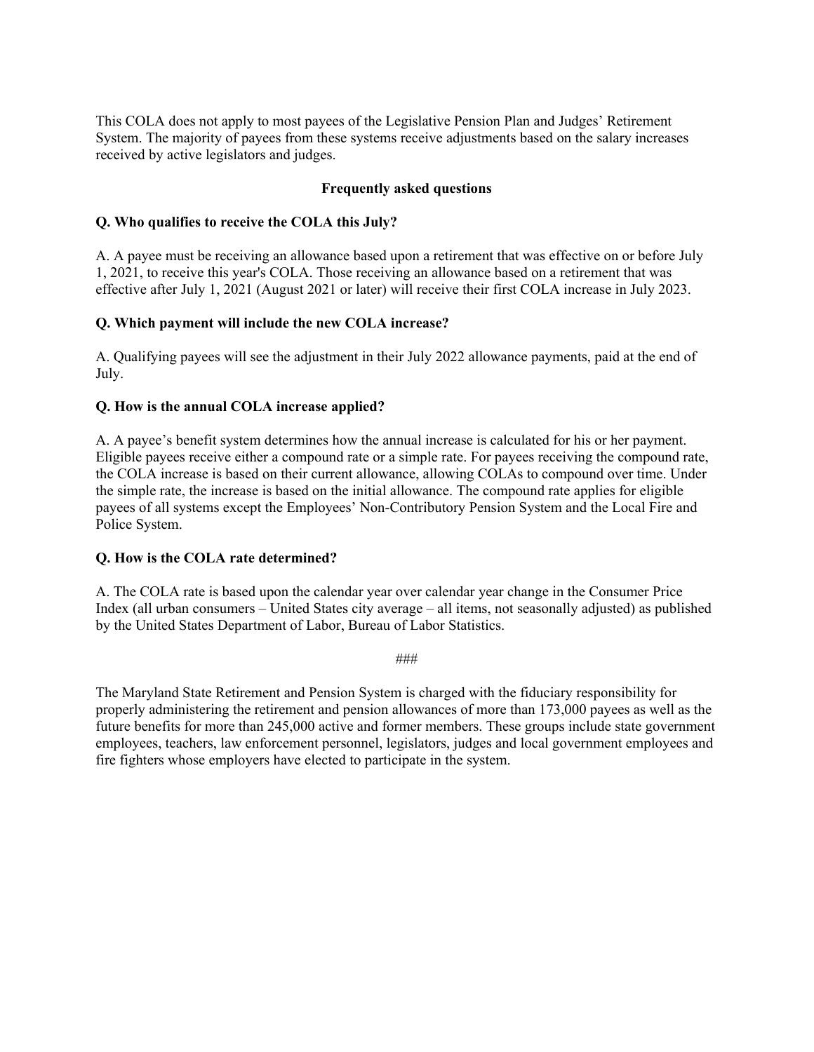This COLA does not apply to most payees of the Legislative Pension Plan and Judges' Retirement System. The majority of payees from these systems receive adjustments based on the salary increases received by active legislators and judges.

## Frequently asked questions

**Q. Who qualifies to receive the COLA this July?**

A. A payee must be receiving an allowance based upon a retirement that was effective on or before July 1, 2021, to receive this year's COLA. Those receiving an allowance based on a retirement that was effective after July 1, 2021 (August 2021 or later) will receive their first COLA increase in July 2023.

**Q. Which payment will include the new COLA increase?**

A. Qualifying payees will see the adjustment in their July 2022 allowance payments, paid at the end of July.

**Q. How is the annual COLA increase applied?**

A. A payee's benefit system determines how the annual increase is calculated for his or her payment. Eligible payees receive either a compound rate or a simple rate. For payees receiving the compound rate, the COLA increase is based on their current allowance, allowing COLAs to compound over time. Under the simple rate, the increase is based on the initial allowance. The compound rate applies for eligible payees of all systems except the Employees' Non-Contributory Pension System and the Local Fire and Police System.

**Q. How is the COLA rate determined?**

A. The COLA rate is based upon the calendar year over calendar year change in the Consumer Price Index (all urban consumers – United States city average – all items, not seasonally adjusted) as published by the United States Department of Labor, Bureau of Labor Statistics.

###

The Maryland State Retirement and Pension System is charged with the fiduciary responsibility for properly administering the retirement and pension allowances of more than 173,000 payees as well as the future benefits for more than 245,000 active and former members. These groups include state government employees, teachers, law enforcement personnel, legislators, judges and local government employees and fire fighters whose employers have elected to participate in the system.